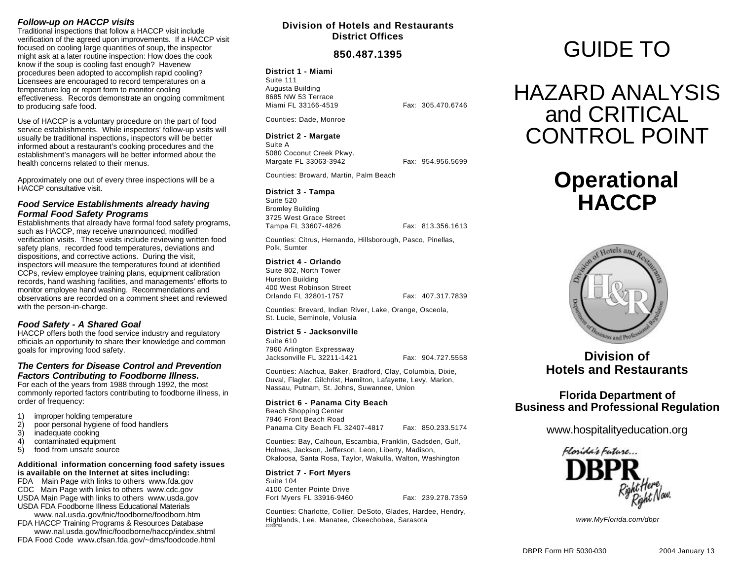### *Follow-up on HACCP visits*

Traditional inspections that follow a HACCP visit include verification of the agreed upon improvements. If a HACCP visit focused on cooling large quantities of soup, the inspector might ask at a later routine inspection: How does the cook know if the soup is cooling fast enough? Havenew procedures been adopted to accomplish rapid cooling? Licensees are encouraged to record temperatures on a temperature log or report form to monitor cooling effectiveness. Records demonstrate an ongoing commitment to producing safe food.

Use of HACCP is a voluntary procedure on the part of food service establishments. While inspectors' follow-up visits will usually be traditional inspections, inspectors will be better informed about a restaurant's cooking procedures and the establishment's managers will be better informed about the health concerns related to their menus.

Approximately one out of every three inspections will be a HACCP consultative visit.

### *Food Service Establishments already having Formal Food Safety Programs*

Establishments that already have formal food safety programs, such as HACCP, may receive unannounced, modified verification visits. These visits include reviewing written food safety plans, recorded food temperatures, deviations and dispositions, and corrective actions. During the visit, inspectors will measure the temperatures found at identified CCPs, review employee training plans, equipment calibration records, hand washing facilities, and managers' efforts to monitor employee hand washing. Recommendations and observations are recorded on a comment sheet and reviewed with the person-in-charge.

### *Food Safety - A Shared Goal*

HACCP offers both the food service industry and regulatory officials an opportunity to share their knowledge and common goals for improving food safety.

### *The Centers for Disease Control and Prevention Factors Contributing to Foodborne Illness.*

For each of the years from 1988 through 1992, the most commonly reported factors contributing to foodborne illness, in order of frequency:

1) improper holding temperature
2) poor personal hygiene of food handlers
3) inadequate cooking
4) contaminated equipment
5) food from unsafe source

**Additional information concerning food safety issues is available on the Internet at sites including:**

FDA Main Page with links to others www.fda.gov
CDC Main Page with links to others www.cdc.gov
USDA Main Page with links to others www.usda.gov
USDA FDA Foodborne Illness Educational Materials
www.nal.usda.gov/fnic/foodborne/foodborn.htm
FDA HACCP Training Programs & Resources Database
www.nal.usda.gov/fnic/foodborne/haccp/index.shtml
FDA Food Code www.cfsan.fda.gov/~dms/foodcode.html

## Division of Hotels and Restaurants District Offices

**850.487.1395**

**District 1 - Miami**
Suite 111
Augusta Building
8685 NW 53 Terrace
Miami FL 33166-4519 Fax: 305.470.6746

Counties: Dade, Monroe

**District 2 - Margate**
Suite A
5080 Coconut Creek Pkwy.
Margate FL 33063-3942 Fax: 954.956.5699

Counties: Broward, Martin, Palm Beach

**District 3 - Tampa**
Suite 520
Bromley Building
3725 West Grace Street
Tampa FL 33607-4826 Fax: 813.356.1613

Counties: Citrus, Hernando, Hillsborough, Pasco, Pinellas, Polk, Sumter

**District 4 - Orlando**
Suite 802, North Tower
Hurston Building
400 West Robinson Street
Orlando FL 32801-1757 Fax: 407.317.7839

Counties: Brevard, Indian River, Lake, Orange, Osceola, St. Lucie, Seminole, Volusia

**District 5 - Jacksonville**
Suite 610
7960 Arlington Expressway
Jacksonville FL 32211-1421 Fax: 904.727.5558

Counties: Alachua, Baker, Bradford, Clay, Columbia, Dixie, Duval, Flagler, Gilchrist, Hamilton, Lafayette, Levy, Marion, Nassau, Putnam, St. Johns, Suwannee, Union

**District 6 - Panama City Beach**
Beach Shopping Center
7946 Front Beach Road
Panama City Beach FL 32407-4817 Fax: 850.233.5174

Counties: Bay, Calhoun, Escambia, Franklin, Gadsden, Gulf, Holmes, Jackson, Jefferson, Leon, Liberty, Madison, Okaloosa, Santa Rosa, Taylor, Wakulla, Walton, Washington

**District 7 - Fort Myers**
Suite 104
4100 Center Pointe Drive
Fort Myers FL 33916-9460 Fax: 239.278.7359

Counties: Charlotte, Collier, DeSoto, Glades, Hardee, Hendry, Highlands, Lee, Manatee, Okeechobee, Sarasota

20030702

# GUIDE TO

# HAZARD ANALYSIS and CRITICAL CONTROL POINT

# **Operational HACCP**

**Division of Hotels and Restaurants**

**Florida Department of Business and Professional Regulation**

www.hospitalityeducation.org

Florida's Future... DBPR Right Here, Right Now.

*www.MyFlorida.com/dbpr*

DBPR Form HR 5030-030 2004 January 13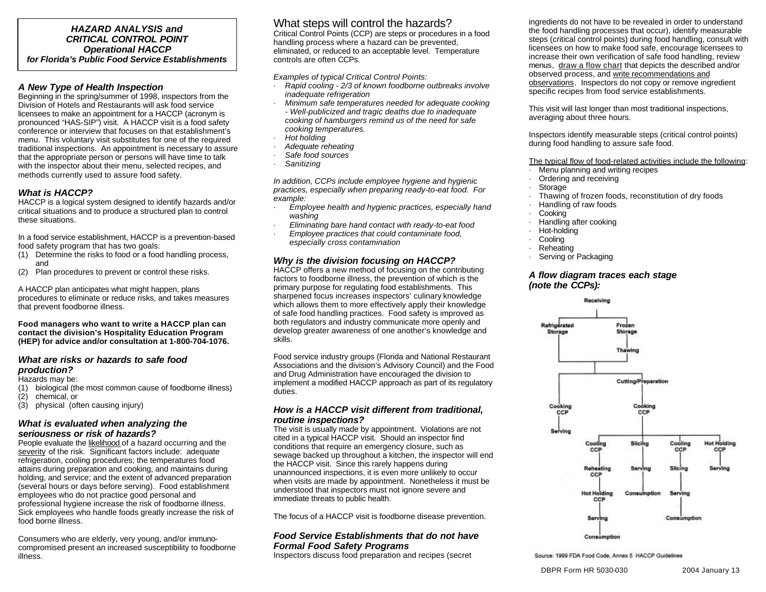**_HAZARD ANALYSIS and_**
**_CRITICAL CONTROL POINT_**
**_Operational HACCP_**
**_for Florida's Public Food Service Establishments_**

### *A New Type of Health Inspection*

Beginning in the spring/summer of 1998, inspectors from the Division of Hotels and Restaurants will ask food service licensees to make an appointment for a HACCP (acronym is pronounced "HAS-SIP") visit. A HACCP visit is a food safety conference or interview that focuses on that establishment's menu. This voluntary visit substitutes for one of the required traditional inspections. An appointment is necessary to assure that the appropriate person or persons will have time to talk with the inspector about their menu, selected recipes, and methods currently used to assure food safety.

### *What is HACCP?*

HACCP is a logical system designed to identify hazards and/or critical situations and to produce a structured plan to control these situations.

In a food service establishment, HACCP is a prevention-based food safety program that has two goals:

(1) Determine the risks to food or a food handling process, and
(2) Plan procedures to prevent or control these risks.

A HACCP plan anticipates what might happen, plans procedures to eliminate or reduce risks, and takes measures that prevent foodborne illness.

**Food managers who want to write a HACCP plan can contact the division's Hospitality Education Program (HEP) for advice and/or consultation at 1-800-704-1076.**

### *What are risks or hazards to safe food production?*

Hazards may be:

(1) biological (the most common cause of foodborne illness)
(2) chemical, or
(3) physical (often causing injury)

### *What is evaluated when analyzing the seriousness or risk of hazards?*

People evaluate the likelihood of a hazard occurring and the severity of the risk. Significant factors include: adequate refrigeration, cooling procedures; the temperatures food attains during preparation and cooking, and maintains during holding, and service; and the extent of advanced preparation (several hours or days before serving). Food establishment employees who do not practice good personal and professional hygiene increase the risk of foodborne illness. Sick employees who handle foods greatly increase the risk of food borne illness.

Consumers who are elderly, very young, and/or immuno-compromised present an increased susceptibility to foodborne illness.

## What steps will control the hazards?

Critical Control Points (CCP) are steps or procedures in a food handling process where a hazard can be prevented, eliminated, or reduced to an acceptable level. Temperature controls are often CCPs.

*Examples of typical Critical Control Points:*

- *Rapid cooling - 2/3 of known foodborne outbreaks involve inadequate refrigeration*
- *Minimum safe temperatures needed for adequate cooking - Well-publicized and tragic deaths due to inadequate cooking of hamburgers remind us of the need for safe cooking temperatures.*
- *Hot holding*
- *Adequate reheating*
- *Safe food sources*
- *Sanitizing*

*In addition, CCPs include employee hygiene and hygienic practices, especially when preparing ready-to-eat food. For example:*

- *Employee health and hygienic practices, especially hand washing*
- *Eliminating bare hand contact with ready-to-eat food*
- *Employee practices that could contaminate food, especially cross contamination*

### *Why is the division focusing on HACCP?*

HACCP offers a new method of focusing on the contributing factors to foodborne illness, the prevention of which is the primary purpose for regulating food establishments. This sharpened focus increases inspectors' culinary knowledge which allows them to more effectively apply their knowledge of safe food handling practices. Food safety is improved as both regulators and industry communicate more openly and develop greater awareness of one another's knowledge and skills.

Food service industry groups (Florida and National Restaurant Associations and the division's Advisory Council) and the Food and Drug Administration have encouraged the division to implement a modified HACCP approach as part of its regulatory duties.

### *How is a HACCP visit different from traditional, routine inspections?*

The visit is usually made by appointment. Violations are not cited in a typical HACCP visit. Should an inspector find conditions that require an emergency closure, such as sewage backed up throughout a kitchen, the inspector will end the HACCP visit. Since this rarely happens during unannounced inspections, it is even more unlikely to occur when visits are made by appointment. Nonetheless it must be understood that inspectors must not ignore severe and immediate threats to public health.

The focus of a HACCP visit is foodborne disease prevention.

### *Food Service Establishments that do not have Formal Food Safety Programs*

Inspectors discuss food preparation and recipes (secret ingredients do not have to be revealed in order to understand the food handling processes that occur), identify measurable steps (critical control points) during food handling, consult with licensees on how to make food safe, encourage licensees to increase their own verification of safe food handling, review menus, draw a flow chart that depicts the described and/or observed process, and write recommendations and observations. Inspectors do not copy or remove ingredient specific recipes from food service establishments.

This visit will last longer than most traditional inspections, averaging about three hours.

Inspectors identify measurable steps (critical control points) during food handling to assure safe food.

The typical flow of food-related activities include the following:

- Menu planning and writing recipes
- Ordering and receiving
- Storage
- Thawing of frozen foods, reconstitution of dry foods
- Handling of raw foods
- Cooking
- Handling after cooking
- Hot-holding
- Cooling
- Reheating
- Serving or Packaging

### *A flow diagram traces each stage (note the CCPs):*

Receiving
Refrigerated Storage
Frozen Storage
Thawing
Cutting/Preparation
Cooking CCP
Cooking CCP
Serving
Cooling CCP
Slicing
Cooling CCP
Hot Holding CCP
Reheating CCP
Serving
Slicing
Serving
Hot Holding CCP
Consumption
Serving
Serving
Consumption
Consumption

Source: 1999 FDA Food Code, Annex 5 HACCP Guidelines